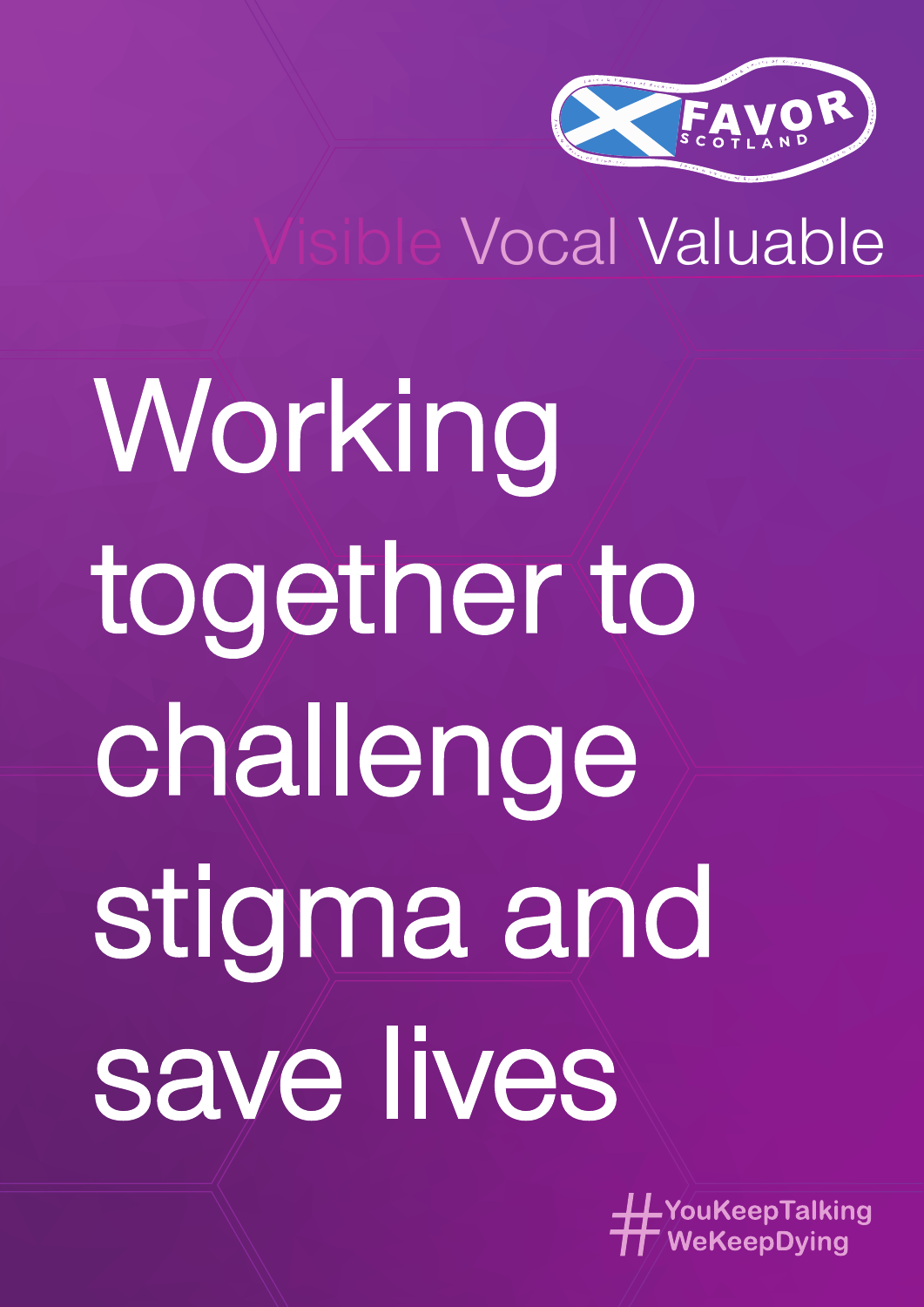FAVOR SCOTLAND

Visible Vocal Valuable

# Working together to challenge stigma and save lives

#YouKeepTalking
WeKeepDying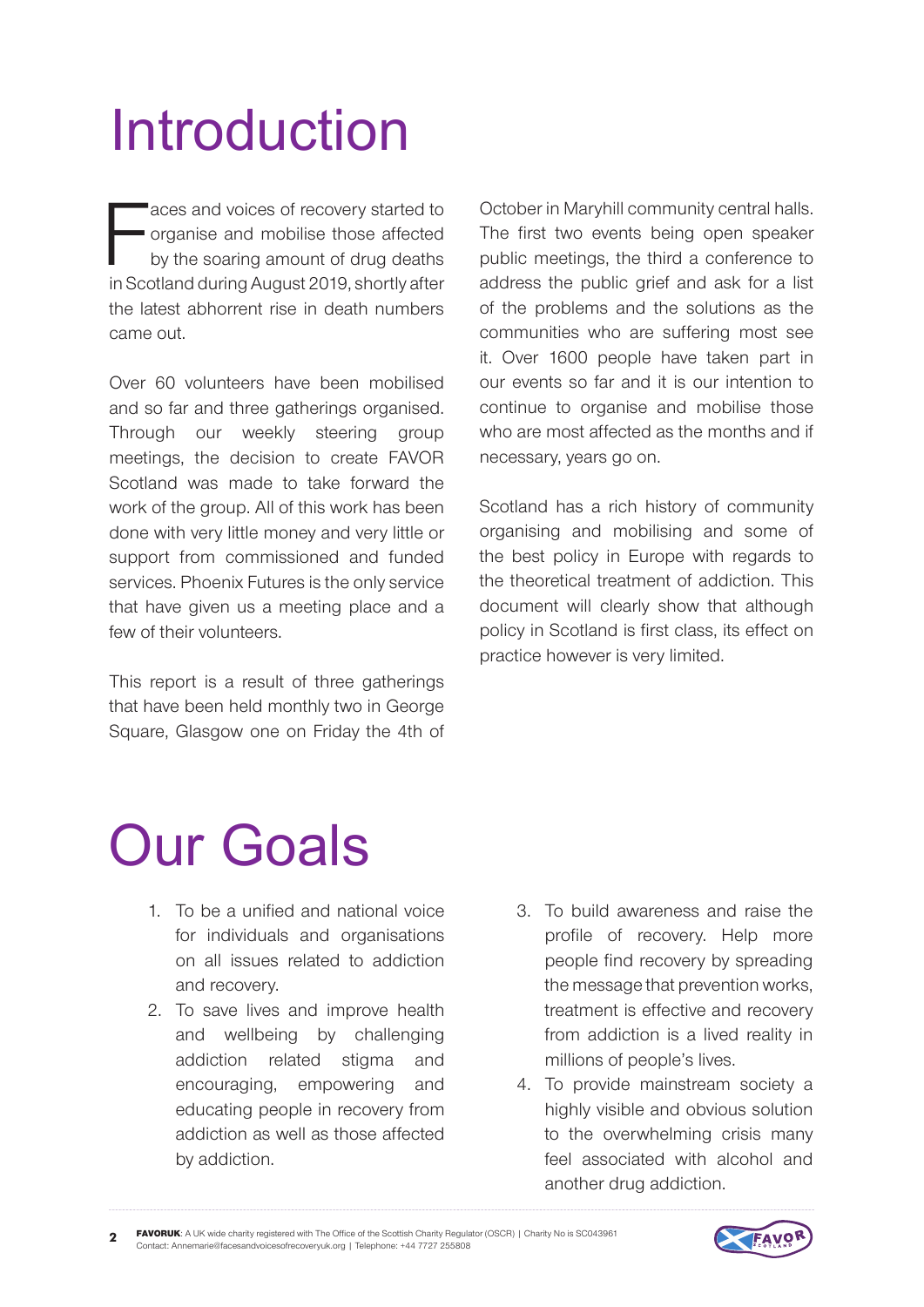# Introduction

Faces and voices of recovery started to organise and mobilise those affected by the soaring amount of drug deaths in Scotland during August 2019, shortly after the latest abhorrent rise in death numbers came out.

Over 60 volunteers have been mobilised and so far and three gatherings organised. Through our weekly steering group meetings, the decision to create FAVOR Scotland was made to take forward the work of the group. All of this work has been done with very little money and very little or support from commissioned and funded services. Phoenix Futures is the only service that have given us a meeting place and a few of their volunteers.

This report is a result of three gatherings that have been held monthly two in George Square, Glasgow one on Friday the 4th of October in Maryhill community central halls. The first two events being open speaker public meetings, the third a conference to address the public grief and ask for a list of the problems and the solutions as the communities who are suffering most see it. Over 1600 people have taken part in our events so far and it is our intention to continue to organise and mobilise those who are most affected as the months and if necessary, years go on.

Scotland has a rich history of community organising and mobilising and some of the best policy in Europe with regards to the theoretical treatment of addiction. This document will clearly show that although policy in Scotland is first class, its effect on practice however is very limited.

# Our Goals

1. To be a unified and national voice for individuals and organisations on all issues related to addiction and recovery.
2. To save lives and improve health and wellbeing by challenging addiction related stigma and encouraging, empowering and educating people in recovery from addiction as well as those affected by addiction.
3. To build awareness and raise the profile of recovery. Help more people find recovery by spreading the message that prevention works, treatment is effective and recovery from addiction is a lived reality in millions of people's lives.
4. To provide mainstream society a highly visible and obvious solution to the overwhelming crisis many feel associated with alcohol and another drug addiction.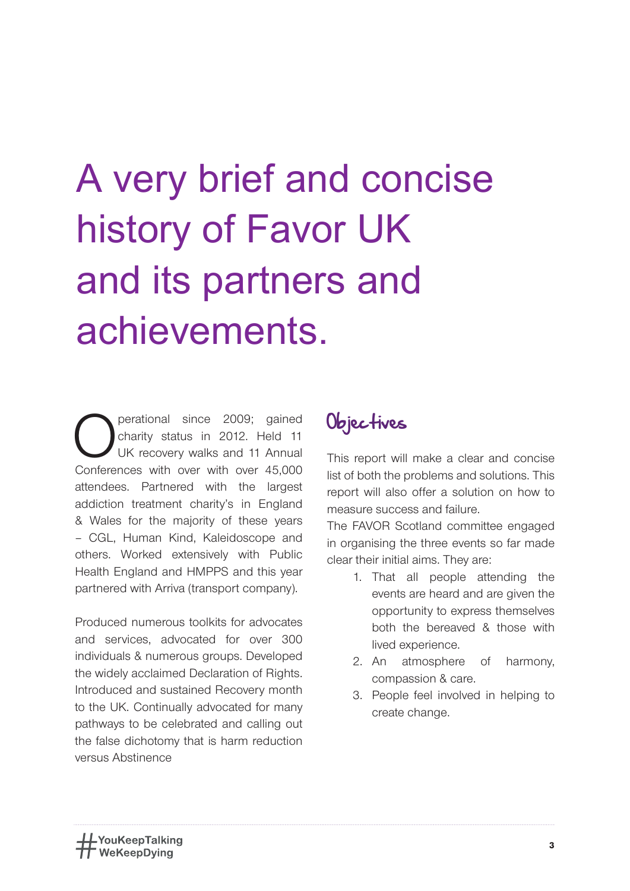# A very brief and concise history of Favor UK and its partners and achievements.

Operational since 2009; gained charity status in 2012. Held 11 UK recovery walks and 11 Annual Conferences with over with over 45,000 attendees. Partnered with the largest addiction treatment charity's in England & Wales for the majority of these years – CGL, Human Kind, Kaleidoscope and others. Worked extensively with Public Health England and HMPPS and this year partnered with Arriva (transport company).

Produced numerous toolkits for advocates and services, advocated for over 300 individuals & numerous groups. Developed the widely acclaimed Declaration of Rights. Introduced and sustained Recovery month to the UK. Continually advocated for many pathways to be celebrated and calling out the false dichotomy that is harm reduction versus Abstinence

## Objectives

This report will make a clear and concise list of both the problems and solutions. This report will also offer a solution on how to measure success and failure.

The FAVOR Scotland committee engaged in organising the three events so far made clear their initial aims. They are:

1. That all people attending the events are heard and are given the opportunity to express themselves both the bereaved & those with lived experience.
2. An atmosphere of harmony, compassion & care.
3. People feel involved in helping to create change.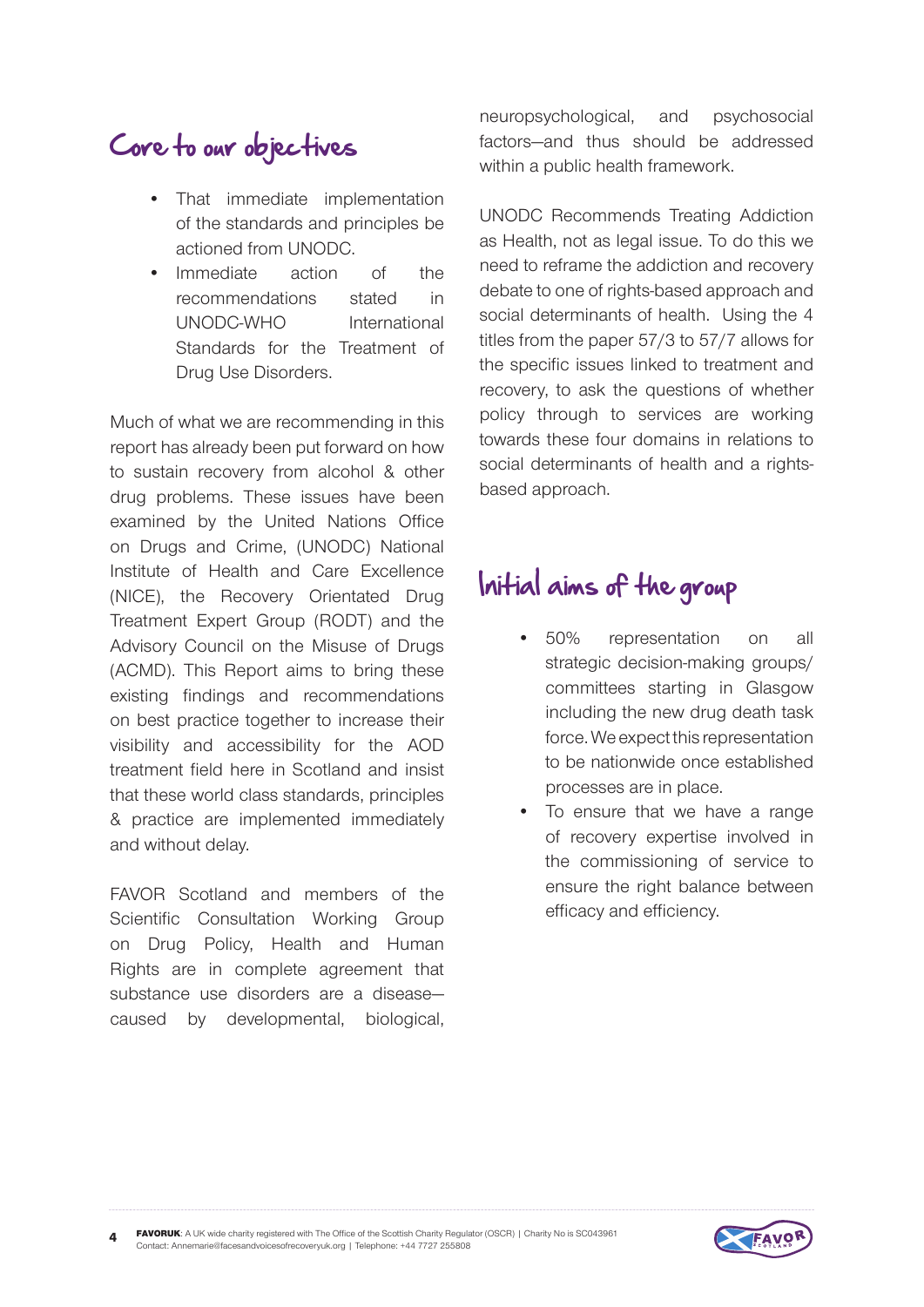## Core to our objectives

- That immediate implementation of the standards and principles be actioned from UNODC.
- Immediate action of the recommendations stated in UNODC-WHO International Standards for the Treatment of Drug Use Disorders.

Much of what we are recommending in this report has already been put forward on how to sustain recovery from alcohol & other drug problems. These issues have been examined by the United Nations Office on Drugs and Crime, (UNODC) National Institute of Health and Care Excellence (NICE), the Recovery Orientated Drug Treatment Expert Group (RODT) and the Advisory Council on the Misuse of Drugs (ACMD). This Report aims to bring these existing findings and recommendations on best practice together to increase their visibility and accessibility for the AOD treatment field here in Scotland and insist that these world class standards, principles & practice are implemented immediately and without delay.

FAVOR Scotland and members of the Scientific Consultation Working Group on Drug Policy, Health and Human Rights are in complete agreement that substance use disorders are a disease—caused by developmental, biological, neuropsychological, and psychosocial factors—and thus should be addressed within a public health framework.

UNODC Recommends Treating Addiction as Health, not as legal issue. To do this we need to reframe the addiction and recovery debate to one of rights-based approach and social determinants of health. Using the 4 titles from the paper 57/3 to 57/7 allows for the specific issues linked to treatment and recovery, to ask the questions of whether policy through to services are working towards these four domains in relations to social determinants of health and a rights-based approach.

## Initial aims of the group

- 50% representation on all strategic decision-making groups/ committees starting in Glasgow including the new drug death task force. We expect this representation to be nationwide once established processes are in place.
- To ensure that we have a range of recovery expertise involved in the commissioning of service to ensure the right balance between efficacy and efficiency.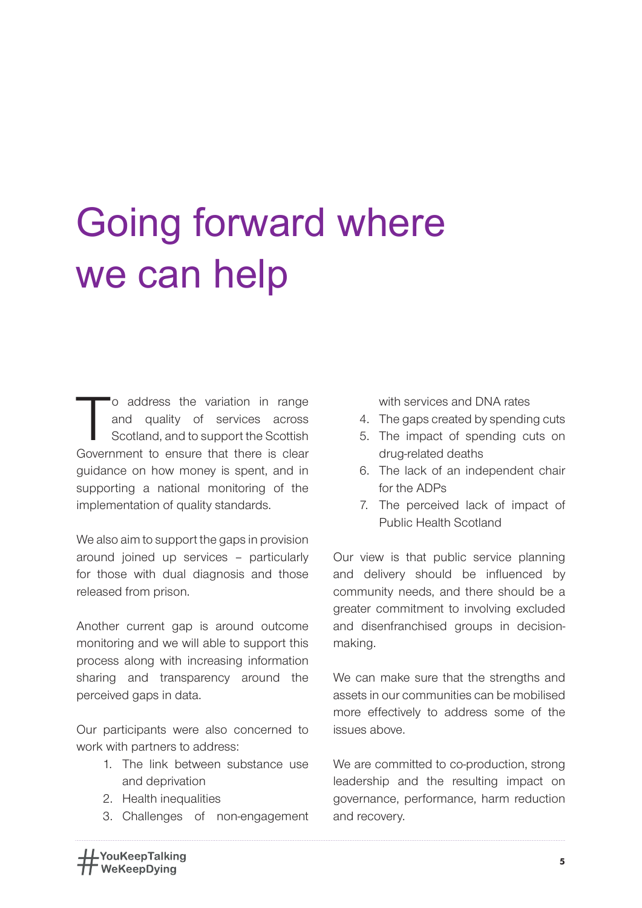# Going forward where we can help

To address the variation in range and quality of services across Scotland, and to support the Scottish Government to ensure that there is clear guidance on how money is spent, and in supporting a national monitoring of the implementation of quality standards.

We also aim to support the gaps in provision around joined up services – particularly for those with dual diagnosis and those released from prison.

Another current gap is around outcome monitoring and we will able to support this process along with increasing information sharing and transparency around the perceived gaps in data.

Our participants were also concerned to work with partners to address:

1. The link between substance use and deprivation
2. Health inequalities
3. Challenges of non-engagement with services and DNA rates
4. The gaps created by spending cuts
5. The impact of spending cuts on drug-related deaths
6. The lack of an independent chair for the ADPs
7. The perceived lack of impact of Public Health Scotland

Our view is that public service planning and delivery should be influenced by community needs, and there should be a greater commitment to involving excluded and disenfranchised groups in decision-making.

We can make sure that the strengths and assets in our communities can be mobilised more effectively to address some of the issues above.

We are committed to co-production, strong leadership and the resulting impact on governance, performance, harm reduction and recovery.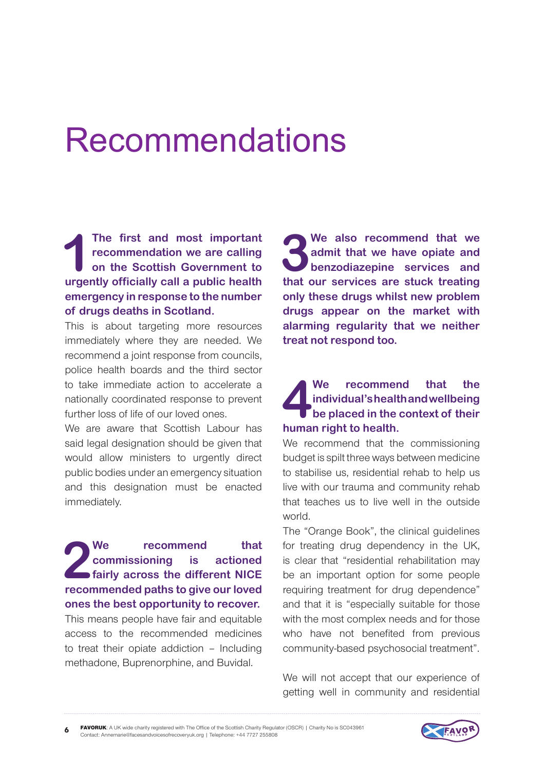# Recommendations

**1 The first and most important recommendation we are calling on the Scottish Government to urgently officially call a public health emergency in response to the number of drugs deaths in Scotland.**

This is about targeting more resources immediately where they are needed. We recommend a joint response from councils, police health boards and the third sector to take immediate action to accelerate a nationally coordinated response to prevent further loss of life of our loved ones.

We are aware that Scottish Labour has said legal designation should be given that would allow ministers to urgently direct public bodies under an emergency situation and this designation must be enacted immediately.

**2 We recommend that commissioning is actioned fairly across the different NICE recommended paths to give our loved ones the best opportunity to recover.**

This means people have fair and equitable access to the recommended medicines to treat their opiate addiction – Including methadone, Buprenorphine, and Buvidal.

**3 We also recommend that we admit that we have opiate and benzodiazepine services and that our services are stuck treating only these drugs whilst new problem drugs appear on the market with alarming regularity that we neither treat not respond too.**

**4 We recommend that the individual's health and wellbeing be placed in the context of their human right to health.**

We recommend that the commissioning budget is spilt three ways between medicine to stabilise us, residential rehab to help us live with our trauma and community rehab that teaches us to live well in the outside world.

The "Orange Book", the clinical guidelines for treating drug dependency in the UK, is clear that "residential rehabilitation may be an important option for some people requiring treatment for drug dependence" and that it is "especially suitable for those with the most complex needs and for those who have not benefited from previous community-based psychosocial treatment".

We will not accept that our experience of getting well in community and residential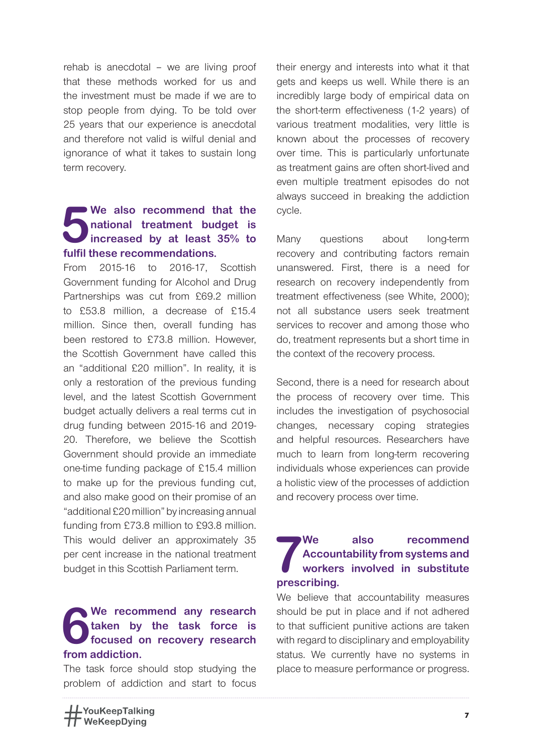rehab is anecdotal – we are living proof that these methods worked for us and the investment must be made if we are to stop people from dying. To be told over 25 years that our experience is anecdotal and therefore not valid is wilful denial and ignorance of what it takes to sustain long term recovery.

## 5 We also recommend that the national treatment budget is increased by at least 35% to fulfil these recommendations.

From 2015-16 to 2016-17, Scottish Government funding for Alcohol and Drug Partnerships was cut from £69.2 million to £53.8 million, a decrease of £15.4 million. Since then, overall funding has been restored to £73.8 million. However, the Scottish Government have called this an "additional £20 million". In reality, it is only a restoration of the previous funding level, and the latest Scottish Government budget actually delivers a real terms cut in drug funding between 2015-16 and 2019-20. Therefore, we believe the Scottish Government should provide an immediate one-time funding package of £15.4 million to make up for the previous funding cut, and also make good on their promise of an "additional £20 million" by increasing annual funding from £73.8 million to £93.8 million. This would deliver an approximately 35 per cent increase in the national treatment budget in this Scottish Parliament term.

## 6 We recommend any research taken by the task force is focused on recovery research from addiction.

The task force should stop studying the problem of addiction and start to focus their energy and interests into what it that gets and keeps us well. While there is an incredibly large body of empirical data on the short-term effectiveness (1-2 years) of various treatment modalities, very little is known about the processes of recovery over time. This is particularly unfortunate as treatment gains are often short-lived and even multiple treatment episodes do not always succeed in breaking the addiction cycle.

Many questions about long-term recovery and contributing factors remain unanswered. First, there is a need for research on recovery independently from treatment effectiveness (see White, 2000); not all substance users seek treatment services to recover and among those who do, treatment represents but a short time in the context of the recovery process.

Second, there is a need for research about the process of recovery over time. This includes the investigation of psychosocial changes, necessary coping strategies and helpful resources. Researchers have much to learn from long-term recovering individuals whose experiences can provide a holistic view of the processes of addiction and recovery process over time.

## 7 We also recommend Accountability from systems and workers involved in substitute prescribing.

We believe that accountability measures should be put in place and if not adhered to that sufficient punitive actions are taken with regard to disciplinary and employability status. We currently have no systems in place to measure performance or progress.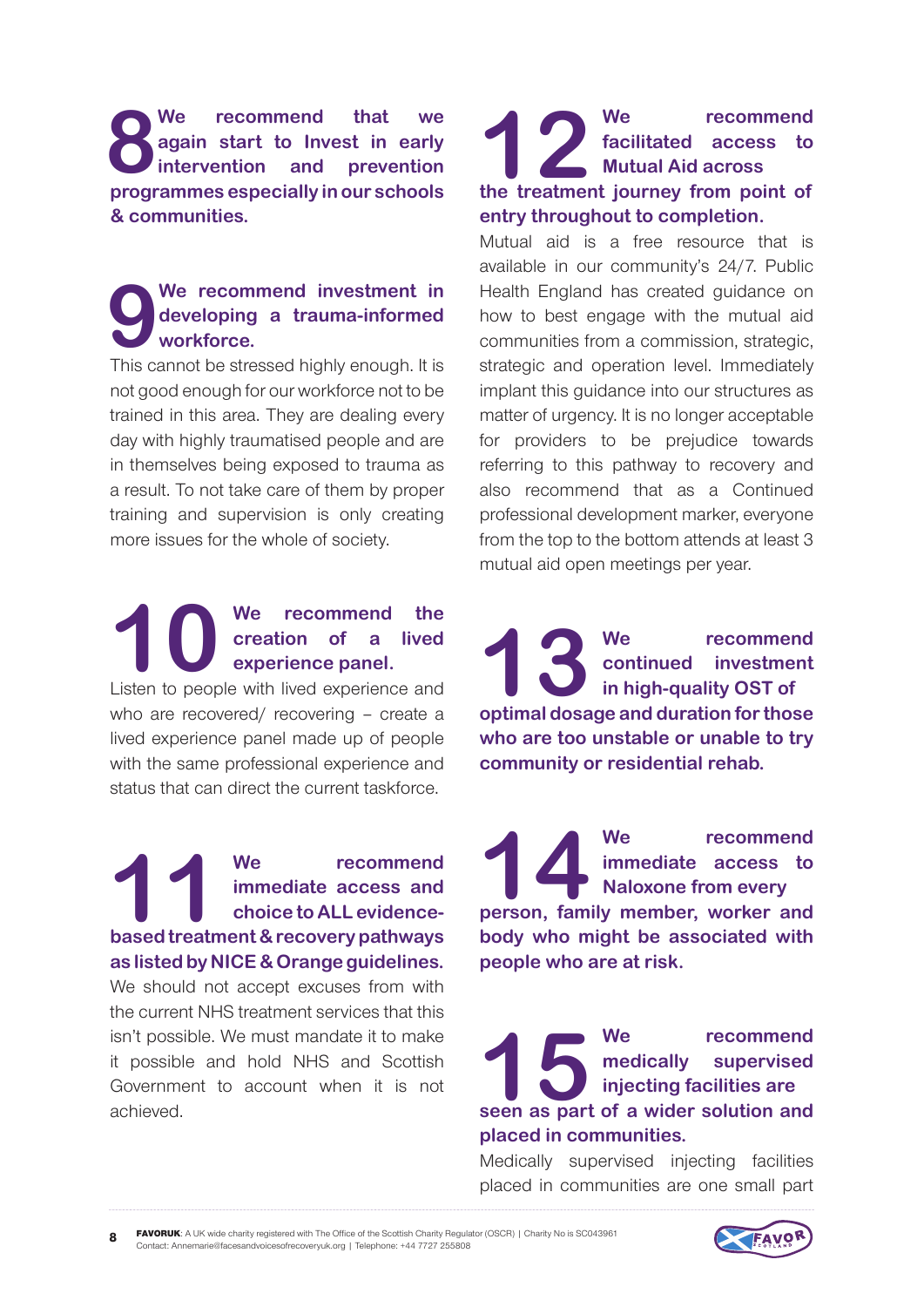## 8 We recommend that we again start to Invest in early intervention and prevention programmes especially in our schools & communities.

## 9 We recommend investment in developing a trauma-informed workforce.

This cannot be stressed highly enough. It is not good enough for our workforce not to be trained in this area. They are dealing every day with highly traumatised people and are in themselves being exposed to trauma as a result. To not take care of them by proper training and supervision is only creating more issues for the whole of society.

## 10 We recommend the creation of a lived experience panel.

Listen to people with lived experience and who are recovered/ recovering – create a lived experience panel made up of people with the same professional experience and status that can direct the current taskforce.

## 11 We recommend immediate access and choice to ALL evidence-based treatment & recovery pathways as listed by NICE & Orange guidelines.

We should not accept excuses from with the current NHS treatment services that this isn't possible. We must mandate it to make it possible and hold NHS and Scottish Government to account when it is not achieved.

## 12 We recommend facilitated access to Mutual Aid across the treatment journey from point of entry throughout to completion.

Mutual aid is a free resource that is available in our community's 24/7. Public Health England has created guidance on how to best engage with the mutual aid communities from a commission, strategic, strategic and operation level. Immediately implant this guidance into our structures as matter of urgency. It is no longer acceptable for providers to be prejudice towards referring to this pathway to recovery and also recommend that as a Continued professional development marker, everyone from the top to the bottom attends at least 3 mutual aid open meetings per year.

## 13 We recommend continued investment in high-quality OST of optimal dosage and duration for those who are too unstable or unable to try community or residential rehab.

## 14 We recommend immediate access to Naloxone from every person, family member, worker and body who might be associated with people who are at risk.

## 15 We recommend medically supervised injecting facilities are seen as part of a wider solution and placed in communities.

Medically supervised injecting facilities placed in communities are one small part

**FAVORUK**: A UK wide charity registered with The Office of the Scottish Charity Regulator (OSCR) | Charity No is SC043961
Contact: Annemarie@facesandvoicesofrecoveryuk.org | Telephone: +44 7727 255808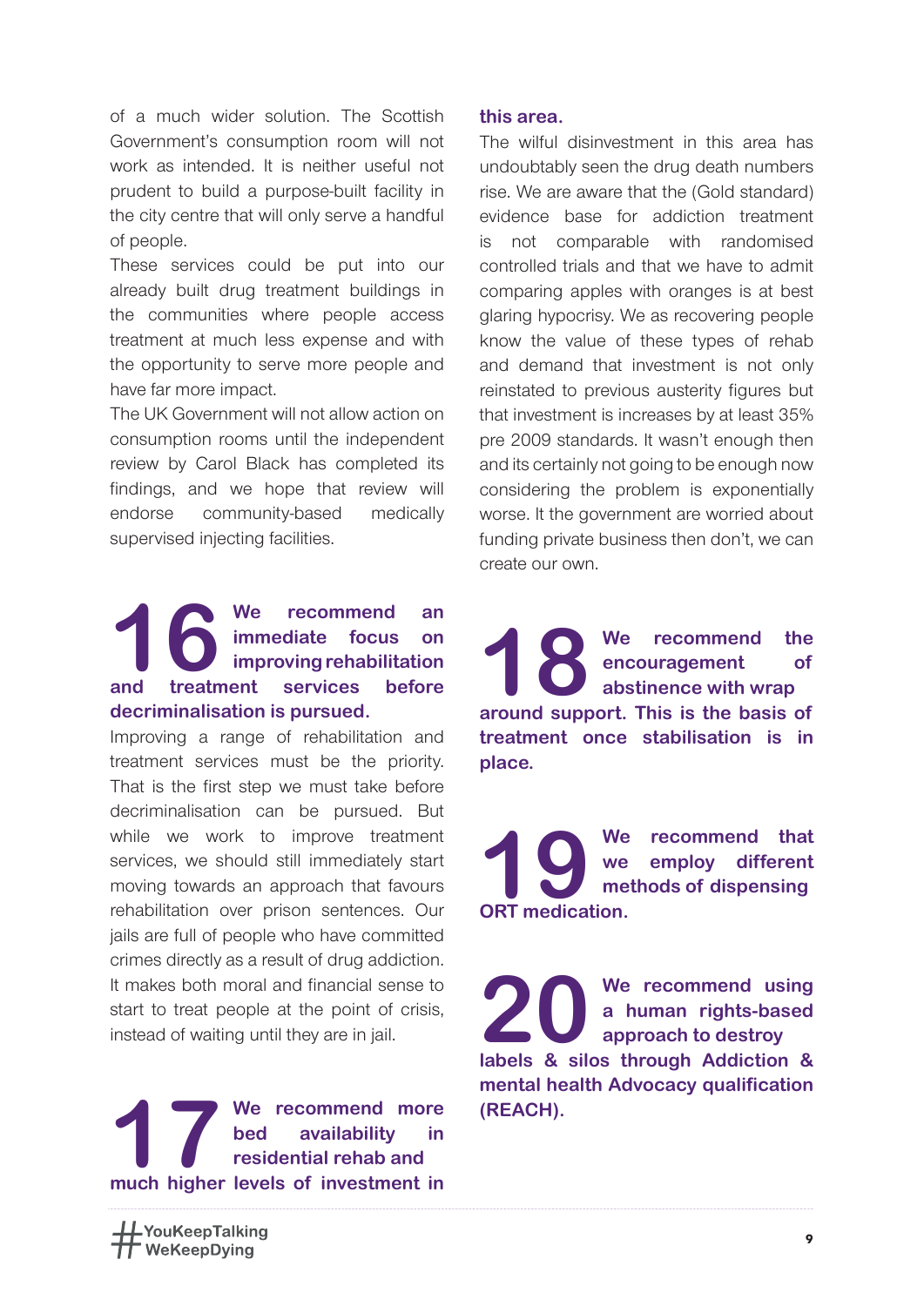of a much wider solution. The Scottish Government's consumption room will not work as intended. It is neither useful not prudent to build a purpose-built facility in the city centre that will only serve a handful of people.

These services could be put into our already built drug treatment buildings in the communities where people access treatment at much less expense and with the opportunity to serve more people and have far more impact.

The UK Government will not allow action on consumption rooms until the independent review by Carol Black has completed its findings, and we hope that review will endorse community-based medically supervised injecting facilities.

## 16 We recommend an immediate focus on improving rehabilitation and treatment services before decriminalisation is pursued.

Improving a range of rehabilitation and treatment services must be the priority. That is the first step we must take before decriminalisation can be pursued. But while we work to improve treatment services, we should still immediately start moving towards an approach that favours rehabilitation over prison sentences. Our jails are full of people who have committed crimes directly as a result of drug addiction. It makes both moral and financial sense to start to treat people at the point of crisis, instead of waiting until they are in jail.

## 17 We recommend more bed availability in residential rehab and much higher levels of investment in this area.

The wilful disinvestment in this area has undoubtably seen the drug death numbers rise. We are aware that the (Gold standard) evidence base for addiction treatment is not comparable with randomised controlled trials and that we have to admit comparing apples with oranges is at best glaring hypocrisy. We as recovering people know the value of these types of rehab and demand that investment is not only reinstated to previous austerity figures but that investment is increases by at least 35% pre 2009 standards. It wasn't enough then and its certainly not going to be enough now considering the problem is exponentially worse. It the government are worried about funding private business then don't, we can create our own.

## 18 We recommend the encouragement of abstinence with wrap around support. This is the basis of treatment once stabilisation is in place.

## 19 We recommend that we employ different methods of dispensing ORT medication.

## 20 We recommend using a human rights-based approach to destroy labels & silos through Addiction & mental health Advocacy qualification (REACH).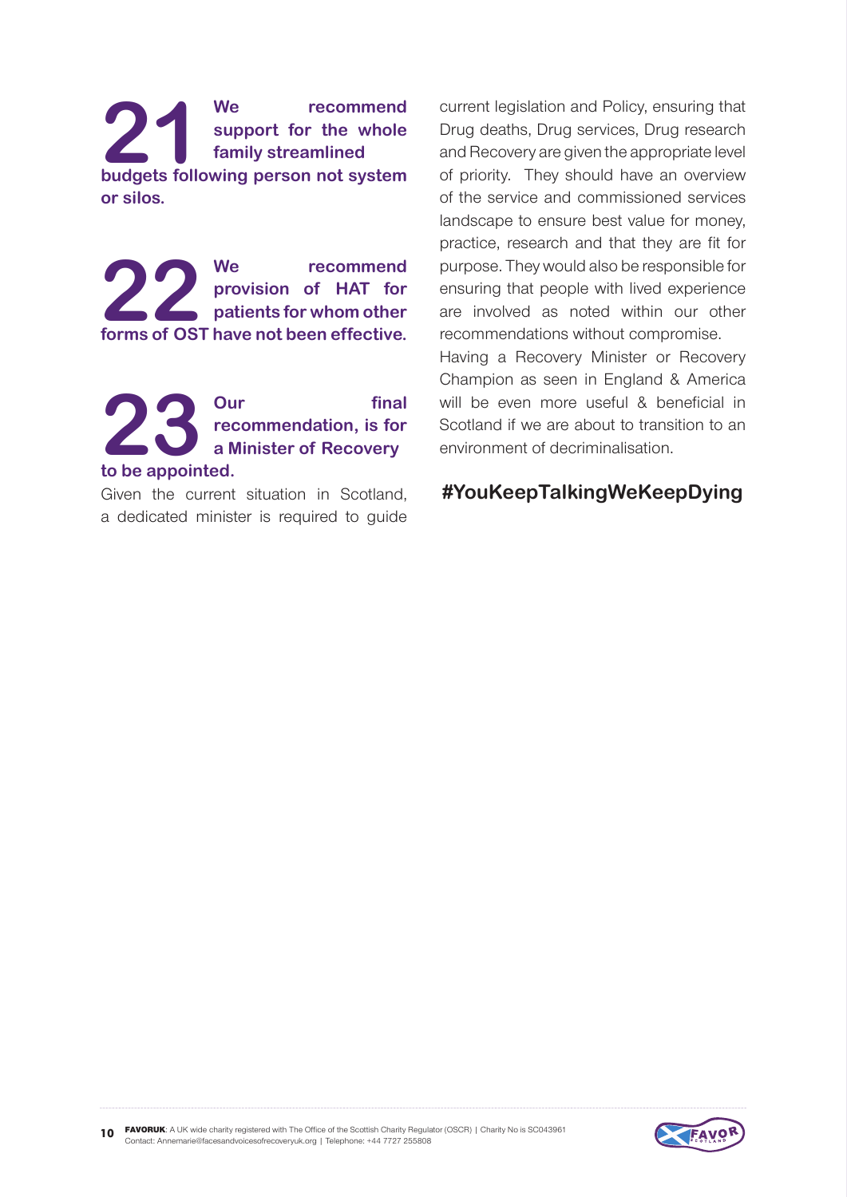**21** **We recommend support for the whole family streamlined budgets following person not system or silos.**

**22** **We recommend provision of HAT for patients for whom other forms of OST have not been effective.**

**23** **Our final recommendation, is for a Minister of Recovery to be appointed.**

Given the current situation in Scotland, a dedicated minister is required to guide current legislation and Policy, ensuring that Drug deaths, Drug services, Drug research and Recovery are given the appropriate level of priority. They should have an overview of the service and commissioned services landscape to ensure best value for money, practice, research and that they are fit for purpose. They would also be responsible for ensuring that people with lived experience are involved as noted within our other recommendations without compromise.

Having a Recovery Minister or Recovery Champion as seen in England & America will be even more useful & beneficial in Scotland if we are about to transition to an environment of decriminalisation.

**#YouKeepTalkingWeKeepDying**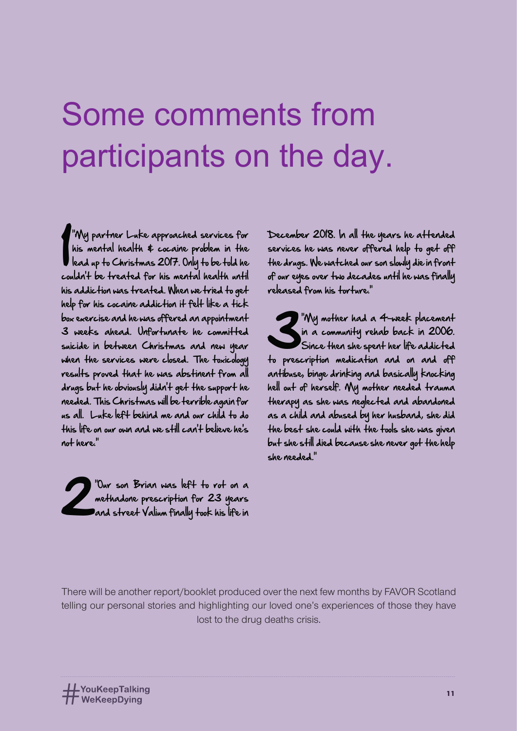# Some comments from participants on the day.

1 "My partner Luke approached services for his mental health & cocaine problem in the lead up to Christmas 2017. Only to be told he couldn't be treated for his mental health until his addiction was treated. When we tried to get help for his cocaine addiction it felt like a tick box exercise and he was offered an appointment 3 weeks ahead. Unfortunate he committed suicide in between Christmas and new year when the services were closed. The toxicology results proved that he was abstinent from all drugs but he obviously didn't get the support he needed. This Christmas will be terrible again for us all. Luke left behind me and our child to do this life on our own and we still can't believe he's not here."

2 "Our son Brian was left to rot on a methadone prescription for 23 years and street Valium finally took his life in December 2018. In all the years he attended services he was never offered help to get off the drugs. We watched our son slowly die in front of our eyes over two decades until he was finally released from his torture."

3 "My mother had a 4-week placement in a community rehab back in 2006. Since then she spent her life addicted to prescription medication and on and off antibuse, binge drinking and basically knocking hell out of herself. My mother needed trauma therapy as she was neglected and abandoned as a child and abused by her husband, she did the best she could with the tools she was given but she still died because she never got the help she needed."

There will be another report/booklet produced over the next few months by FAVOR Scotland telling our personal stories and highlighting our loved one's experiences of those they have lost to the drug deaths crisis.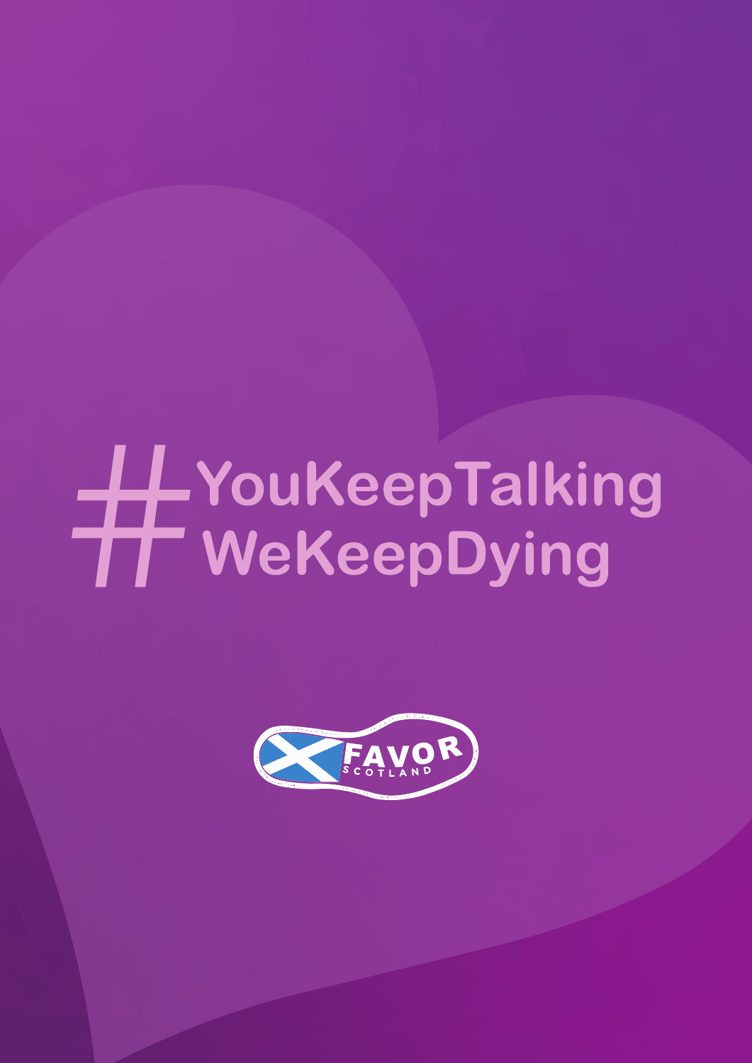#YouKeepTalking
WeKeepDying

FAVOR SCOTLAND